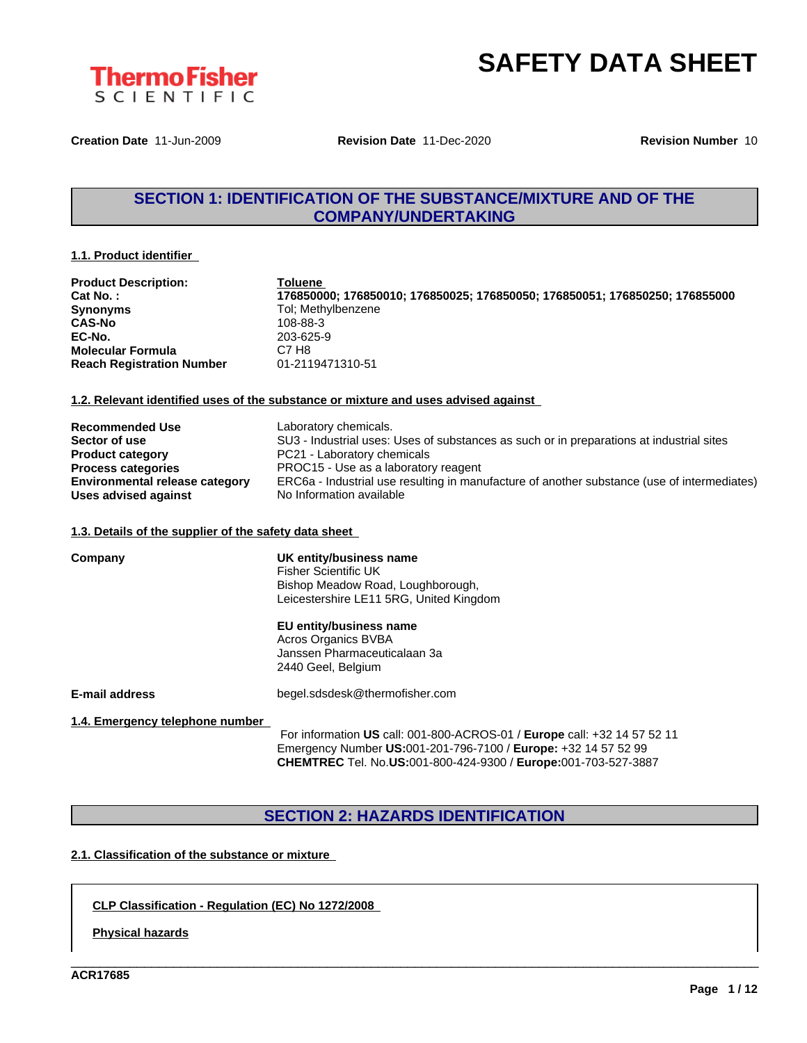ThermoFisher SCIENTIFIC

# SAFETY DATA SHEET

**Creation Date** 11-Jun-2009 **Revision Date** 11-Dec-2020 **Revision Number** 10

## SECTION 1: IDENTIFICATION OF THE SUBSTANCE/MIXTURE AND OF THE COMPANY/UNDERTAKING

### 1.1. Product identifier

| | |
|---|---|
| **Product Description:** | **Toluene** |
| **Cat No. :** | **176850000; 176850010; 176850025; 176850050; 176850051; 176850250; 176855000** |
| **Synonyms** | Tol; Methylbenzene |
| **CAS-No** | 108-88-3 |
| **EC-No.** | 203-625-9 |
| **Molecular Formula** | C7 H8 |
| **Reach Registration Number** | 01-2119471310-51 |

### 1.2. Relevant identified uses of the substance or mixture and uses advised against

| | |
|---|---|
| **Recommended Use** | Laboratory chemicals. |
| **Sector of use** | SU3 - Industrial uses: Uses of substances as such or in preparations at industrial sites |
| **Product category** | PC21 - Laboratory chemicals |
| **Process categories** | PROC15 - Use as a laboratory reagent |
| **Environmental release category** | ERC6a - Industrial use resulting in manufacture of another substance (use of intermediates) |
| **Uses advised against** | No Information available |

### 1.3. Details of the supplier of the safety data sheet

**Company**

**UK entity/business name**
Fisher Scientific UK
Bishop Meadow Road, Loughborough,
Leicestershire LE11 5RG, United Kingdom

**EU entity/business name**
Acros Organics BVBA
Janssen Pharmaceuticalaan 3a
2440 Geel, Belgium

**E-mail address** begel.sdsdesk@thermofisher.com

### 1.4. Emergency telephone number

For information **US** call: 001-800-ACROS-01 / **Europe** call: +32 14 57 52 11
Emergency Number **US:**001-201-796-7100 / **Europe:** +32 14 57 52 99
**CHEMTREC** Tel. No.**US:**001-800-424-9300 / **Europe:**001-703-527-3887

## SECTION 2: HAZARDS IDENTIFICATION

### 2.1. Classification of the substance or mixture

**CLP Classification - Regulation (EC) No 1272/2008**

**Physical hazards**

ACR17685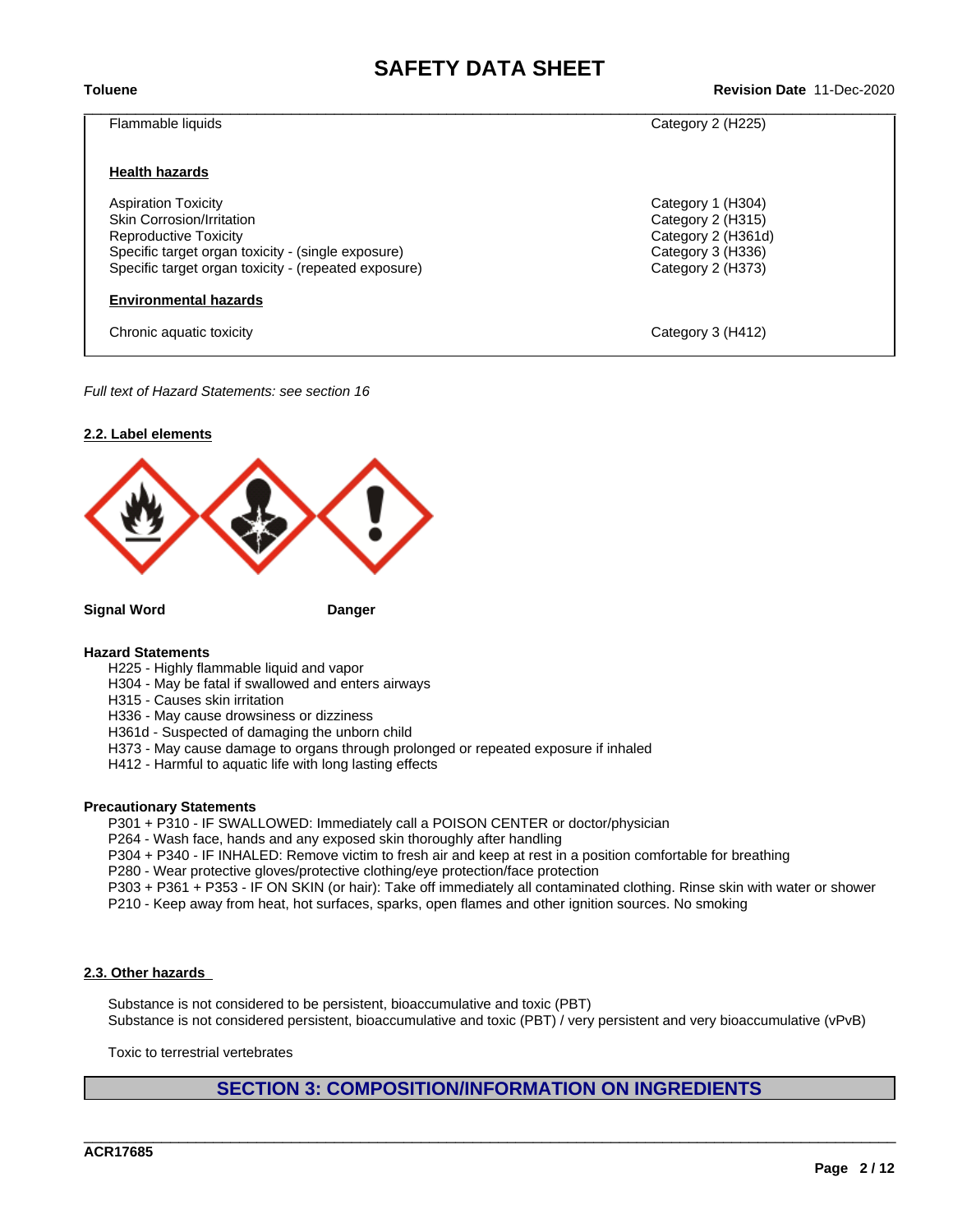| | |
|---|---|
| Flammable liquids | Category 2 (H225) |

**Health hazards**

| | |
|---|---|
| Aspiration Toxicity | Category 1 (H304) |
| Skin Corrosion/Irritation | Category 2 (H315) |
| Reproductive Toxicity | Category 2 (H361d) |
| Specific target organ toxicity - (single exposure) | Category 3 (H336) |
| Specific target organ toxicity - (repeated exposure) | Category 2 (H373) |

**Environmental hazards**

| | |
|---|---|
| Chronic aquatic toxicity | Category 3 (H412) |

*Full text of Hazard Statements: see section 16*

### 2.2. Label elements

**Signal Word** **Danger**

**Hazard Statements**

H225 - Highly flammable liquid and vapor
H304 - May be fatal if swallowed and enters airways
H315 - Causes skin irritation
H336 - May cause drowsiness or dizziness
H361d - Suspected of damaging the unborn child
H373 - May cause damage to organs through prolonged or repeated exposure if inhaled
H412 - Harmful to aquatic life with long lasting effects

**Precautionary Statements**

P301 + P310 - IF SWALLOWED: Immediately call a POISON CENTER or doctor/physician
P264 - Wash face, hands and any exposed skin thoroughly after handling
P304 + P340 - IF INHALED: Remove victim to fresh air and keep at rest in a position comfortable for breathing
P280 - Wear protective gloves/protective clothing/eye protection/face protection
P303 + P361 + P353 - IF ON SKIN (or hair): Take off immediately all contaminated clothing. Rinse skin with water or shower
P210 - Keep away from heat, hot surfaces, sparks, open flames and other ignition sources. No smoking

### 2.3. Other hazards

Substance is not considered to be persistent, bioaccumulative and toxic (PBT)
Substance is not considered persistent, bioaccumulative and toxic (PBT) / very persistent and very bioaccumulative (vPvB)

Toxic to terrestrial vertebrates

## SECTION 3: COMPOSITION/INFORMATION ON INGREDIENTS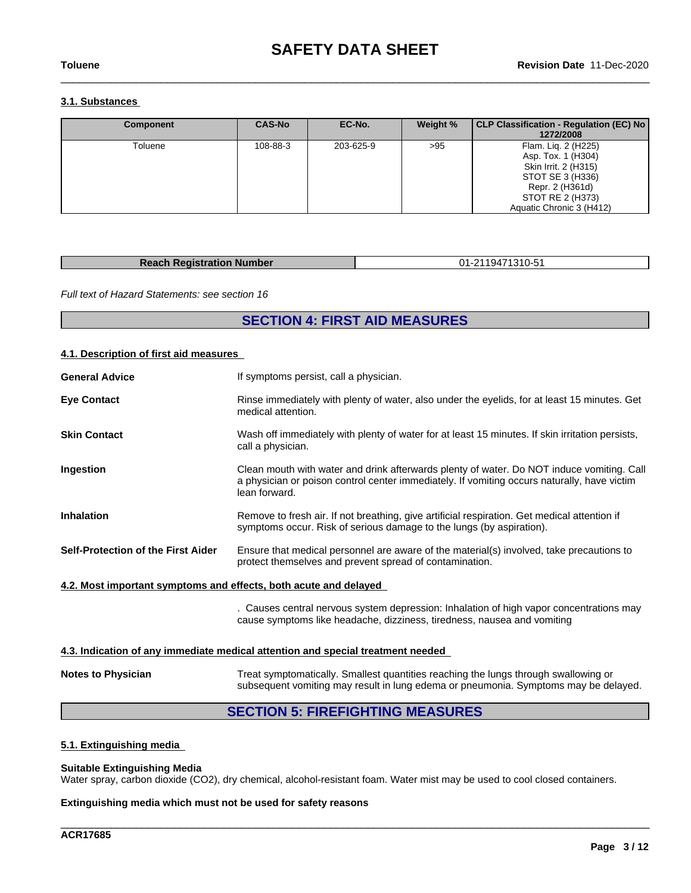### 3.1. Substances

| Component | CAS-No | EC-No. | Weight % | CLP Classification - Regulation (EC) No 1272/2008 |
|---|---|---|---|---|
| Toluene | 108-88-3 | 203-625-9 | >95 | Flam. Liq. 2 (H225)<br>Asp. Tox. 1 (H304)<br>Skin Irrit. 2 (H315)<br>STOT SE 3 (H336)<br>Repr. 2 (H361d)<br>STOT RE 2 (H373)<br>Aquatic Chronic 3 (H412) |

| Reach Registration Number | 01-2119471310-51 |
|---|---|

*Full text of Hazard Statements: see section 16*

## SECTION 4: FIRST AID MEASURES

### 4.1. Description of first aid measures

**General Advice** If symptoms persist, call a physician.

**Eye Contact** Rinse immediately with plenty of water, also under the eyelids, for at least 15 minutes. Get medical attention.

**Skin Contact** Wash off immediately with plenty of water for at least 15 minutes. If skin irritation persists, call a physician.

**Ingestion** Clean mouth with water and drink afterwards plenty of water. Do NOT induce vomiting. Call a physician or poison control center immediately. If vomiting occurs naturally, have victim lean forward.

**Inhalation** Remove to fresh air. If not breathing, give artificial respiration. Get medical attention if symptoms occur. Risk of serious damage to the lungs (by aspiration).

**Self-Protection of the First Aider** Ensure that medical personnel are aware of the material(s) involved, take precautions to protect themselves and prevent spread of contamination.

### 4.2. Most important symptoms and effects, both acute and delayed

. Causes central nervous system depression: Inhalation of high vapor concentrations may cause symptoms like headache, dizziness, tiredness, nausea and vomiting

### 4.3. Indication of any immediate medical attention and special treatment needed

**Notes to Physician** Treat symptomatically. Smallest quantities reaching the lungs through swallowing or subsequent vomiting may result in lung edema or pneumonia. Symptoms may be delayed.

## SECTION 5: FIREFIGHTING MEASURES

### 5.1. Extinguishing media

**Suitable Extinguishing Media**
Water spray, carbon dioxide ($CO_2$), dry chemical, alcohol-resistant foam. Water mist may be used to cool closed containers.

**Extinguishing media which must not be used for safety reasons**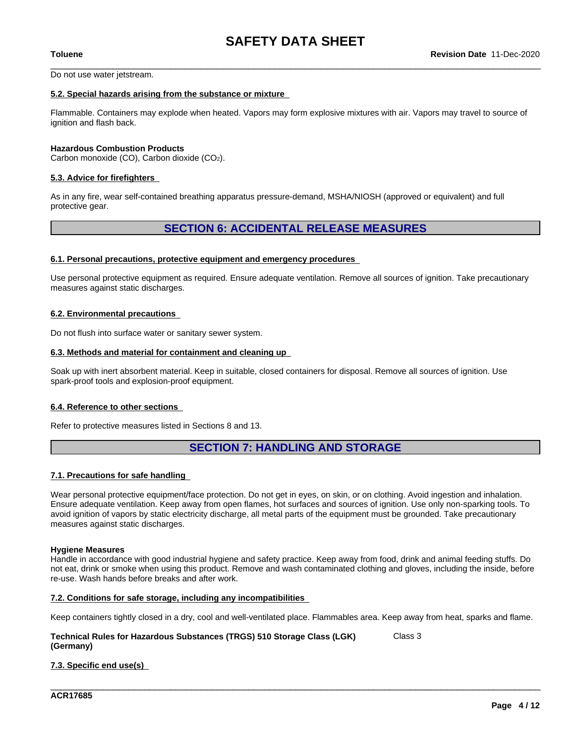Do not use water jetstream.

### 5.2. Special hazards arising from the substance or mixture

Flammable. Containers may explode when heated. Vapors may form explosive mixtures with air. Vapors may travel to source of ignition and flash back.

**Hazardous Combustion Products**
Carbon monoxide (CO), Carbon dioxide ($CO_2$).

### 5.3. Advice for firefighters

As in any fire, wear self-contained breathing apparatus pressure-demand, MSHA/NIOSH (approved or equivalent) and full protective gear.

## SECTION 6: ACCIDENTAL RELEASE MEASURES

### 6.1. Personal precautions, protective equipment and emergency procedures

Use personal protective equipment as required. Ensure adequate ventilation. Remove all sources of ignition. Take precautionary measures against static discharges.

### 6.2. Environmental precautions

Do not flush into surface water or sanitary sewer system.

### 6.3. Methods and material for containment and cleaning up

Soak up with inert absorbent material. Keep in suitable, closed containers for disposal. Remove all sources of ignition. Use spark-proof tools and explosion-proof equipment.

### 6.4. Reference to other sections

Refer to protective measures listed in Sections 8 and 13.

## SECTION 7: HANDLING AND STORAGE

### 7.1. Precautions for safe handling

Wear personal protective equipment/face protection. Do not get in eyes, on skin, or on clothing. Avoid ingestion and inhalation. Ensure adequate ventilation. Keep away from open flames, hot surfaces and sources of ignition. Use only non-sparking tools. To avoid ignition of vapors by static electricity discharge, all metal parts of the equipment must be grounded. Take precautionary measures against static discharges.

**Hygiene Measures**
Handle in accordance with good industrial hygiene and safety practice. Keep away from food, drink and animal feeding stuffs. Do not eat, drink or smoke when using this product. Remove and wash contaminated clothing and gloves, including the inside, before re-use. Wash hands before breaks and after work.

### 7.2. Conditions for safe storage, including any incompatibilities

Keep containers tightly closed in a dry, cool and well-ventilated place. Flammables area. Keep away from heat, sparks and flame.

**Technical Rules for Hazardous Substances (TRGS) 510 Storage Class (LGK) (Germany)** Class 3

### 7.3. Specific end use(s)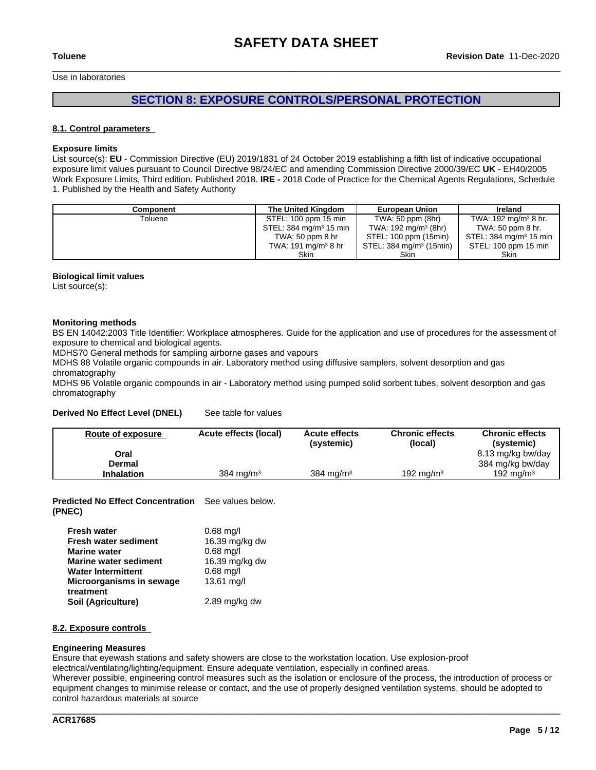Use in laboratories

## SECTION 8: EXPOSURE CONTROLS/PERSONAL PROTECTION

### 8.1. Control parameters

**Exposure limits**

List source(s): **EU** - Commission Directive (EU) 2019/1831 of 24 October 2019 establishing a fifth list of indicative occupational exposure limit values pursuant to Council Directive 98/24/EC and amending Commission Directive 2000/39/EC **UK** - EH40/2005 Work Exposure Limits, Third edition. Published 2018. **IRE -** 2018 Code of Practice for the Chemical Agents Regulations, Schedule 1. Published by the Health and Safety Authority

| Component | The United Kingdom | European Union | Ireland |
|---|---|---|---|
| Toluene | STEL: 100 ppm 15 min<br>STEL: 384 mg/m³ 15 min<br>TWA: 50 ppm 8 hr<br>TWA: 191 mg/m³ 8 hr<br>Skin | TWA: 50 ppm (8hr)<br>TWA: 192 mg/m³ (8hr)<br>STEL: 100 ppm (15min)<br>STEL: 384 mg/m³ (15min)<br>Skin | TWA: 192 mg/m³ 8 hr.<br>TWA: 50 ppm 8 hr.<br>STEL: 384 mg/m³ 15 min<br>STEL: 100 ppm 15 min<br>Skin |

**Biological limit values**

List source(s):

**Monitoring methods**

BS EN 14042:2003 Title Identifier: Workplace atmospheres. Guide for the application and use of procedures for the assessment of exposure to chemical and biological agents.

MDHS70 General methods for sampling airborne gases and vapours

MDHS 88 Volatile organic compounds in air. Laboratory method using diffusive samplers, solvent desorption and gas chromatography

MDHS 96 Volatile organic compounds in air - Laboratory method using pumped solid sorbent tubes, solvent desorption and gas chromatography

**Derived No Effect Level (DNEL)** See table for values

| Route of exposure | Acute effects (local) | Acute effects (systemic) | Chronic effects (local) | Chronic effects (systemic) |
|---|---|---|---|---|
| **Oral** | | | | 8.13 mg/kg bw/day |
| **Dermal** | | | | 384 mg/kg bw/day |
| **Inhalation** | 384 mg/m³ | 384 mg/m³ | 192 mg/m³ | 192 mg/m³ |

**Predicted No Effect Concentration (PNEC)** See values below.

| | |
|---|---|
| **Fresh water** | 0.68 mg/l |
| **Fresh water sediment** | 16.39 mg/kg dw |
| **Marine water** | 0.68 mg/l |
| **Marine water sediment** | 16.39 mg/kg dw |
| **Water Intermittent** | 0.68 mg/l |
| **Microorganisms in sewage treatment** | 13.61 mg/l |
| **Soil (Agriculture)** | 2.89 mg/kg dw |

### 8.2. Exposure controls

**Engineering Measures**

Ensure that eyewash stations and safety showers are close to the workstation location. Use explosion-proof electrical/ventilating/lighting/equipment. Ensure adequate ventilation, especially in confined areas.
Wherever possible, engineering control measures such as the isolation or enclosure of the process, the introduction of process or equipment changes to minimise release or contact, and the use of properly designed ventilation systems, should be adopted to control hazardous materials at source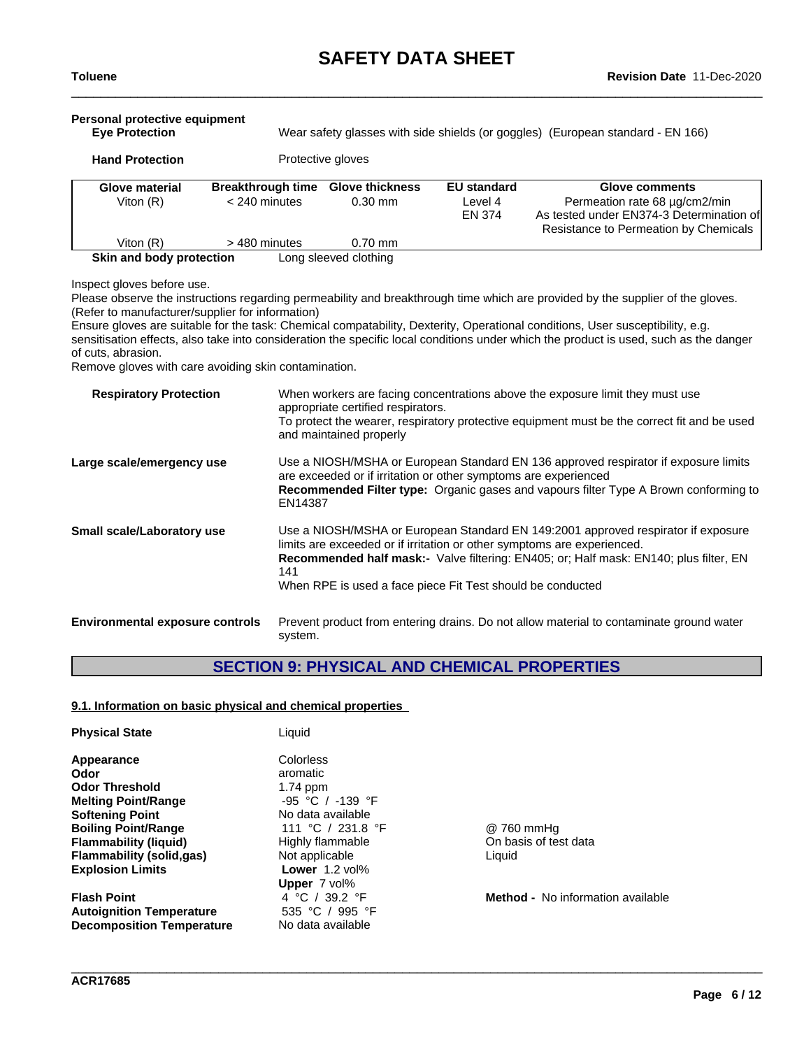**Personal protective equipment**

**Eye Protection** Wear safety glasses with side shields (or goggles) (European standard - EN 166)

**Hand Protection** Protective gloves

| Glove material | Breakthrough time | Glove thickness | EU standard | Glove comments |
|---|---|---|---|---|
| Viton (R) | < 240 minutes | 0.30 mm | Level 4<br>EN 374 | Permeation rate 68 µg/cm2/min<br>As tested under EN374-3 Determination of Resistance to Permeation by Chemicals |
| Viton (R) | > 480 minutes | 0.70 mm | | |

**Skin and body protection** Long sleeved clothing

Inspect gloves before use.
Please observe the instructions regarding permeability and breakthrough time which are provided by the supplier of the gloves. (Refer to manufacturer/supplier for information)
Ensure gloves are suitable for the task: Chemical compatability, Dexterity, Operational conditions, User susceptibility, e.g. sensitisation effects, also take into consideration the specific local conditions under which the product is used, such as the danger of cuts, abrasion.
Remove gloves with care avoiding skin contamination.

**Respiratory Protection** When workers are facing concentrations above the exposure limit they must use appropriate certified respirators.
To protect the wearer, respiratory protective equipment must be the correct fit and be used and maintained properly

**Large scale/emergency use** Use a NIOSH/MSHA or European Standard EN 136 approved respirator if exposure limits are exceeded or if irritation or other symptoms are experienced
**Recommended Filter type:** Organic gases and vapours filter Type A Brown conforming to EN14387

**Small scale/Laboratory use** Use a NIOSH/MSHA or European Standard EN 149:2001 approved respirator if exposure limits are exceeded or if irritation or other symptoms are experienced.
**Recommended half mask:-** Valve filtering: EN405; or; Half mask: EN140; plus filter, EN 141
When RPE is used a face piece Fit Test should be conducted

**Environmental exposure controls** Prevent product from entering drains. Do not allow material to contaminate ground water system.

## SECTION 9: PHYSICAL AND CHEMICAL PROPERTIES

### 9.1. Information on basic physical and chemical properties

| | | |
|---|---|---|
| **Physical State** | Liquid | |
| **Appearance** | Colorless | |
| **Odor** | aromatic | |
| **Odor Threshold** | 1.74 ppm | |
| **Melting Point/Range** | -95 °C / -139 °F | |
| **Softening Point** | No data available | |
| **Boiling Point/Range** | 111 °C / 231.8 °F | @ 760 mmHg |
| **Flammability (liquid)** | Highly flammable | On basis of test data |
| **Flammability (solid,gas)** | Not applicable | Liquid |
| **Explosion Limits** | **Lower** 1.2 vol%<br>**Upper** 7 vol% | |
| **Flash Point** | 4 °C / 39.2 °F | **Method -** No information available |
| **Autoignition Temperature** | 535 °C / 995 °F | |
| **Decomposition Temperature** | No data available | |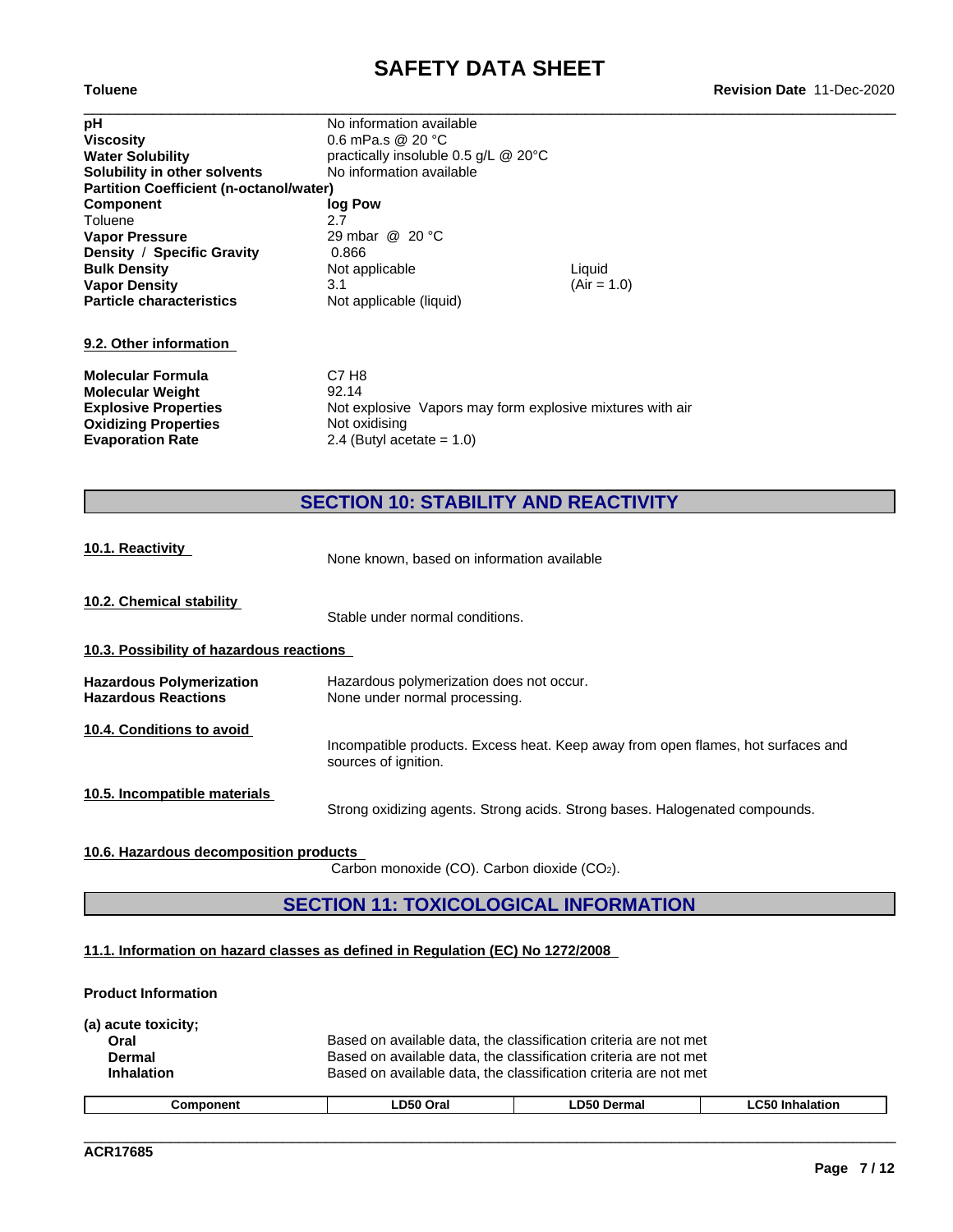| | | |
|---|---|---|
| **pH** | No information available | |
| **Viscosity** | 0.6 mPa.s @ 20 °C | |
| **Water Solubility** | practically insoluble 0.5 g/L @ 20°C | |
| **Solubility in other solvents** | No information available | |
| **Partition Coefficient (n-octanol/water)** | | |
| **Component** | **log Pow** | |
| Toluene | 2.7 | |
| **Vapor Pressure** | 29 mbar @ 20 °C | |
| **Density / Specific Gravity** | 0.866 | |
| **Bulk Density** | Not applicable | Liquid |
| **Vapor Density** | 3.1 | (Air = 1.0) |
| **Particle characteristics** | Not applicable (liquid) | |

### 9.2. Other information

| | |
|---|---|
| **Molecular Formula** | C7 H8 |
| **Molecular Weight** | 92.14 |
| **Explosive Properties** | Not explosive Vapors may form explosive mixtures with air |
| **Oxidizing Properties** | Not oxidising |
| **Evaporation Rate** | 2.4 (Butyl acetate = 1.0) |

## SECTION 10: STABILITY AND REACTIVITY

### 10.1. Reactivity

None known, based on information available

### 10.2. Chemical stability

Stable under normal conditions.

### 10.3. Possibility of hazardous reactions

| | |
|---|---|
| **Hazardous Polymerization** | Hazardous polymerization does not occur. |
| **Hazardous Reactions** | None under normal processing. |

### 10.4. Conditions to avoid

Incompatible products. Excess heat. Keep away from open flames, hot surfaces and sources of ignition.

### 10.5. Incompatible materials

Strong oxidizing agents. Strong acids. Strong bases. Halogenated compounds.

### 10.6. Hazardous decomposition products

Carbon monoxide (CO). Carbon dioxide ($CO_2$).

## SECTION 11: TOXICOLOGICAL INFORMATION

### 11.1. Information on hazard classes as defined in Regulation (EC) No 1272/2008

**Product Information**

**(a) acute toxicity;**

| | |
|---|---|
| **Oral** | Based on available data, the classification criteria are not met |
| **Dermal** | Based on available data, the classification criteria are not met |
| **Inhalation** | Based on available data, the classification criteria are not met |

| Component | LD50 Oral | LD50 Dermal | LC50 Inhalation |
|---|---|---|---|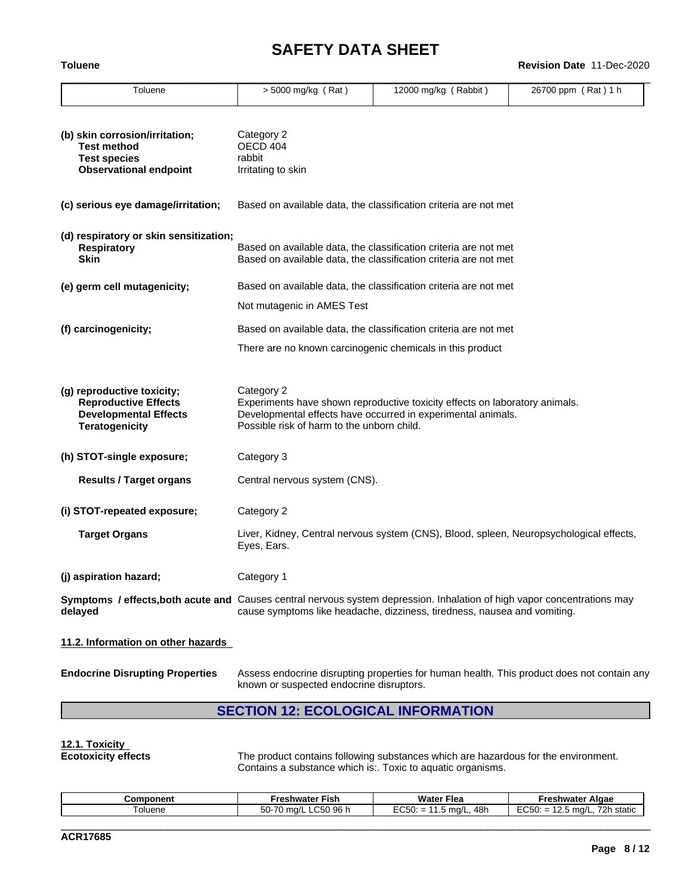| | | | |
|---|---|---|---|
| Toluene | > 5000 mg/kg ( Rat ) | 12000 mg/kg ( Rabbit ) | 26700 ppm ( Rat ) 1 h |

**(b) skin corrosion/irritation;** Category 2
**Test method** OECD 404
**Test species** rabbit
**Observational endpoint** Irritating to skin

**(c) serious eye damage/irritation;** Based on available data, the classification criteria are not met

**(d) respiratory or skin sensitization;**
**Respiratory** Based on available data, the classification criteria are not met
**Skin** Based on available data, the classification criteria are not met

**(e) germ cell mutagenicity;** Based on available data, the classification criteria are not met

Not mutagenic in AMES Test

**(f) carcinogenicity;** Based on available data, the classification criteria are not met

There are no known carcinogenic chemicals in this product

**(g) reproductive toxicity;** Category 2
**Reproductive Effects** Experiments have shown reproductive toxicity effects on laboratory animals.
**Developmental Effects** Developmental effects have occurred in experimental animals.
**Teratogenicity** Possible risk of harm to the unborn child.

**(h) STOT-single exposure;** Category 3

**Results / Target organs** Central nervous system (CNS).

**(i) STOT-repeated exposure;** Category 2

**Target Organs** Liver, Kidney, Central nervous system (CNS), Blood, spleen, Neuropsychological effects, Eyes, Ears.

**(j) aspiration hazard;** Category 1

**Symptoms / effects,both acute and delayed** Causes central nervous system depression. Inhalation of high vapor concentrations may cause symptoms like headache, dizziness, tiredness, nausea and vomiting.

### 11.2. Information on other hazards

**Endocrine Disrupting Properties** Assess endocrine disrupting properties for human health. This product does not contain any known or suspected endocrine disruptors.

## SECTION 12: ECOLOGICAL INFORMATION

### 12.1. Toxicity

**Ecotoxicity effects** The product contains following substances which are hazardous for the environment. Contains a substance which is:. Toxic to aquatic organisms.

| Component | Freshwater Fish | Water Flea | Freshwater Algae |
|---|---|---|---|
| Toluene | 50-70 mg/L LC50 96 h | EC50: = 11.5 mg/L, 48h | EC50: = 12.5 mg/L, 72h static |

ACR17685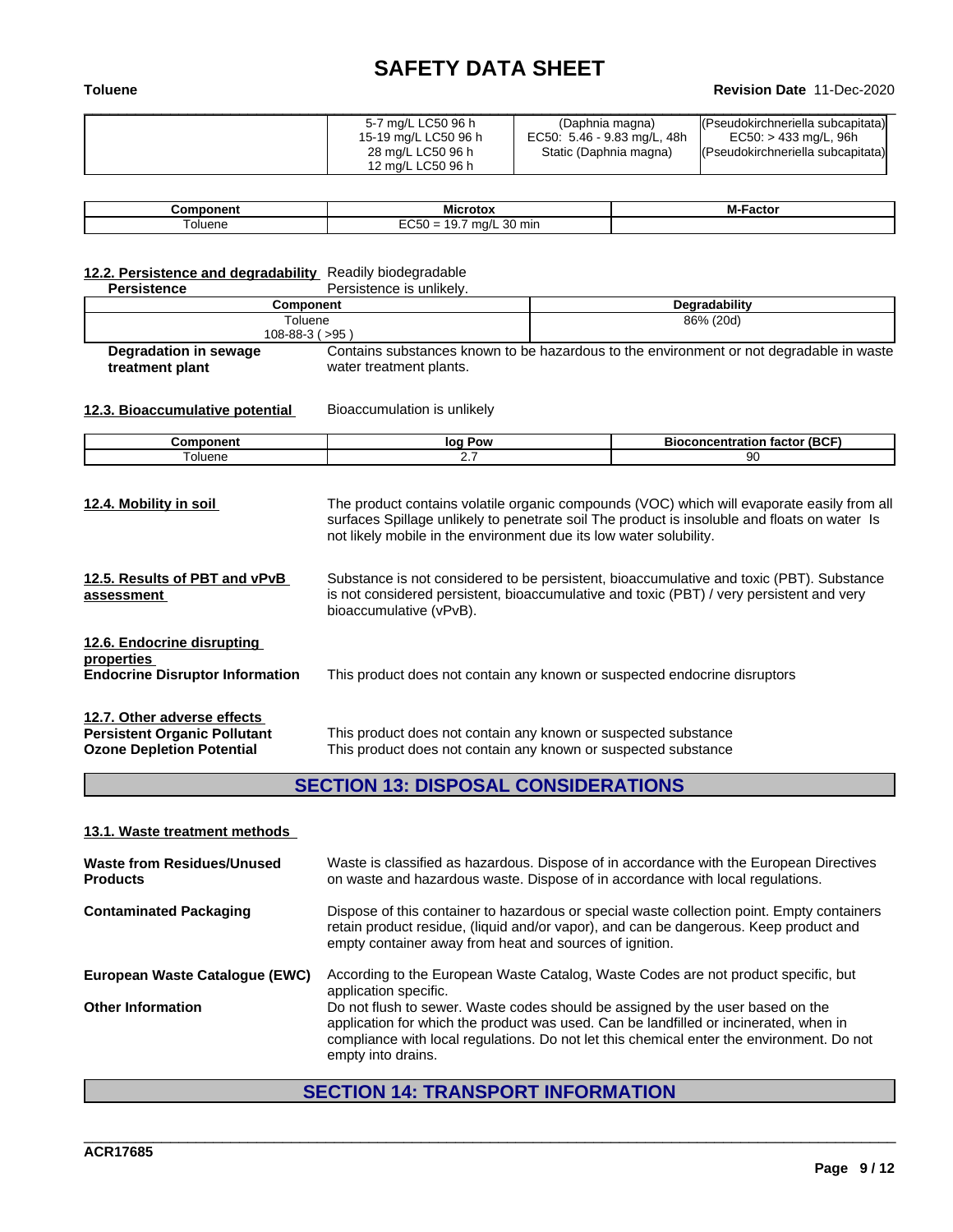| | | | |
|---|---|---|---|
| | 5-7 mg/L LC50 96 h<br>15-19 mg/L LC50 96 h<br>28 mg/L LC50 96 h<br>12 mg/L LC50 96 h | (Daphnia magna)<br>EC50: 5.46 - 9.83 mg/L, 48h<br>Static (Daphnia magna) | (Pseudokirchneriella subcapitata)<br>EC50: > 433 mg/L, 96h<br>(Pseudokirchneriella subcapitata) |

| Component | Microtox | M-Factor |
|---|---|---|
| Toluene | EC50 = 19.7 mg/L 30 min | |

**12.2. Persistence and degradability** Readily biodegradable

**Persistence** Persistence is unlikely.

| Component | Degradability |
|---|---|
| Toluene<br>108-88-3 ( >95 ) | 86% (20d) |

**Degradation in sewage treatment plant** Contains substances known to be hazardous to the environment or not degradable in waste water treatment plants.

**12.3. Bioaccumulative potential** Bioaccumulation is unlikely

| Component | log Pow | Bioconcentration factor (BCF) |
|---|---|---|
| Toluene | 2.7 | 90 |

**12.4. Mobility in soil** The product contains volatile organic compounds (VOC) which will evaporate easily from all surfaces Spillage unlikely to penetrate soil The product is insoluble and floats on water Is not likely mobile in the environment due its low water solubility.

**12.5. Results of PBT and vPvB assessment** Substance is not considered to be persistent, bioaccumulative and toxic (PBT). Substance is not considered persistent, bioaccumulative and toxic (PBT) / very persistent and very bioaccumulative (vPvB).

**12.6. Endocrine disrupting properties**

**Endocrine Disruptor Information** This product does not contain any known or suspected endocrine disruptors

**12.7. Other adverse effects**

**Persistent Organic Pollutant** This product does not contain any known or suspected substance

**Ozone Depletion Potential** This product does not contain any known or suspected substance

## SECTION 13: DISPOSAL CONSIDERATIONS

**13.1. Waste treatment methods**

**Waste from Residues/Unused Products** Waste is classified as hazardous. Dispose of in accordance with the European Directives on waste and hazardous waste. Dispose of in accordance with local regulations.

**Contaminated Packaging** Dispose of this container to hazardous or special waste collection point. Empty containers retain product residue, (liquid and/or vapor), and can be dangerous. Keep product and empty container away from heat and sources of ignition.

**European Waste Catalogue (EWC)** According to the European Waste Catalog, Waste Codes are not product specific, but application specific.

**Other Information** Do not flush to sewer. Waste codes should be assigned by the user based on the application for which the product was used. Can be landfilled or incinerated, when in compliance with local regulations. Do not let this chemical enter the environment. Do not empty into drains.

## SECTION 14: TRANSPORT INFORMATION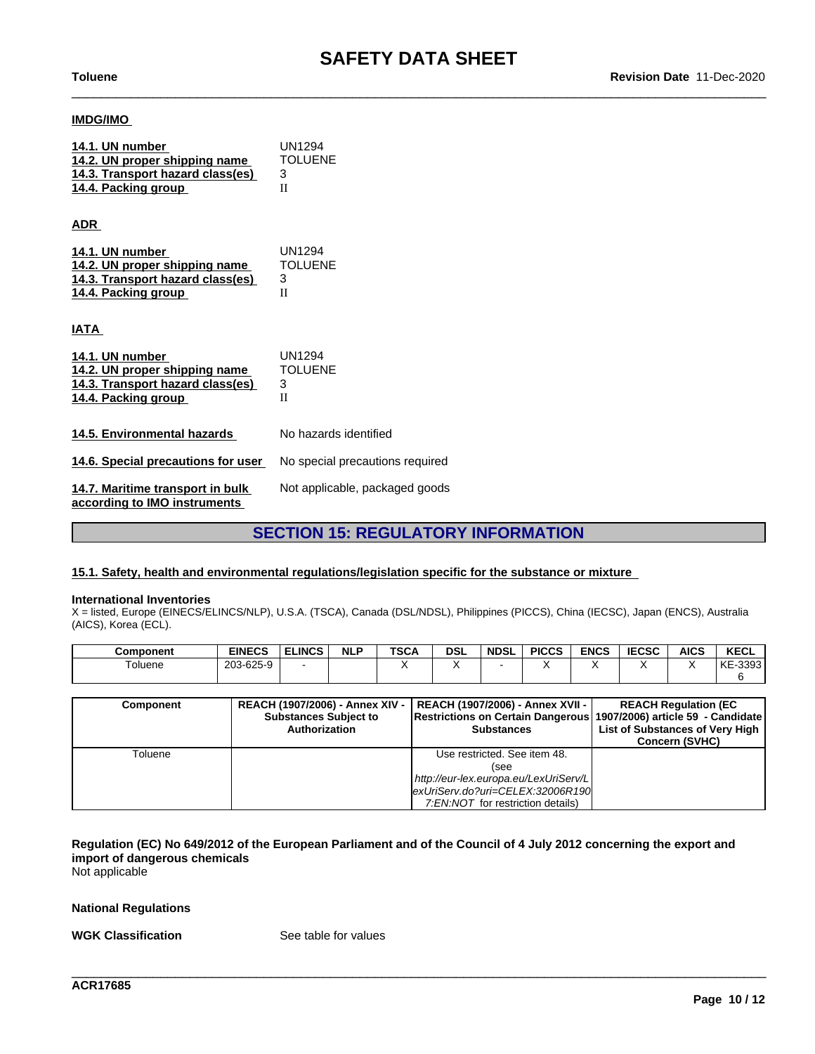**IMDG/IMO**

| | |
|---|---|
| **14.1. UN number** | UN1294 |
| **14.2. UN proper shipping name** | TOLUENE |
| **14.3. Transport hazard class(es)** | 3 |
| **14.4. Packing group** | II |

**ADR**

| | |
|---|---|
| **14.1. UN number** | UN1294 |
| **14.2. UN proper shipping name** | TOLUENE |
| **14.3. Transport hazard class(es)** | 3 |
| **14.4. Packing group** | II |

**IATA**

| | |
|---|---|
| **14.1. UN number** | UN1294 |
| **14.2. UN proper shipping name** | TOLUENE |
| **14.3. Transport hazard class(es)** | 3 |
| **14.4. Packing group** | II |

| | |
|---|---|
| **14.5. Environmental hazards** | No hazards identified |
| **14.6. Special precautions for user** | No special precautions required |
| **14.7. Maritime transport in bulk according to IMO instruments** | Not applicable, packaged goods |

## SECTION 15: REGULATORY INFORMATION

**15.1. Safety, health and environmental regulations/legislation specific for the substance or mixture**

**International Inventories**

X = listed, Europe (EINECS/ELINCS/NLP), U.S.A. (TSCA), Canada (DSL/NDSL), Philippines (PICCS), China (IECSC), Japan (ENCS), Australia (AICS), Korea (ECL).

| Component | EINECS | ELINCS | NLP | TSCA | DSL | NDSL | PICCS | ENCS | IECSC | AICS | KECL |
|---|---|---|---|---|---|---|---|---|---|---|---|
| Toluene | 203-625-9 | - | | X | X | - | X | X | X | X | KE-33936 |

| Component | REACH (1907/2006) - Annex XIV - Substances Subject to Authorization | REACH (1907/2006) - Annex XVII - Restrictions on Certain Dangerous Substances | REACH Regulation (EC 1907/2006) article 59 - Candidate List of Substances of Very High Concern (SVHC) |
|---|---|---|---|
| Toluene | | Use restricted. See item 48. (see *http://eur-lex.europa.eu/LexUriServ/LexUriServ.do?uri=CELEX:32006R1907:EN:NOT* for restriction details) | |

**Regulation (EC) No 649/2012 of the European Parliament and of the Council of 4 July 2012 concerning the export and import of dangerous chemicals**

Not applicable

**National Regulations**

**WGK Classification** See table for values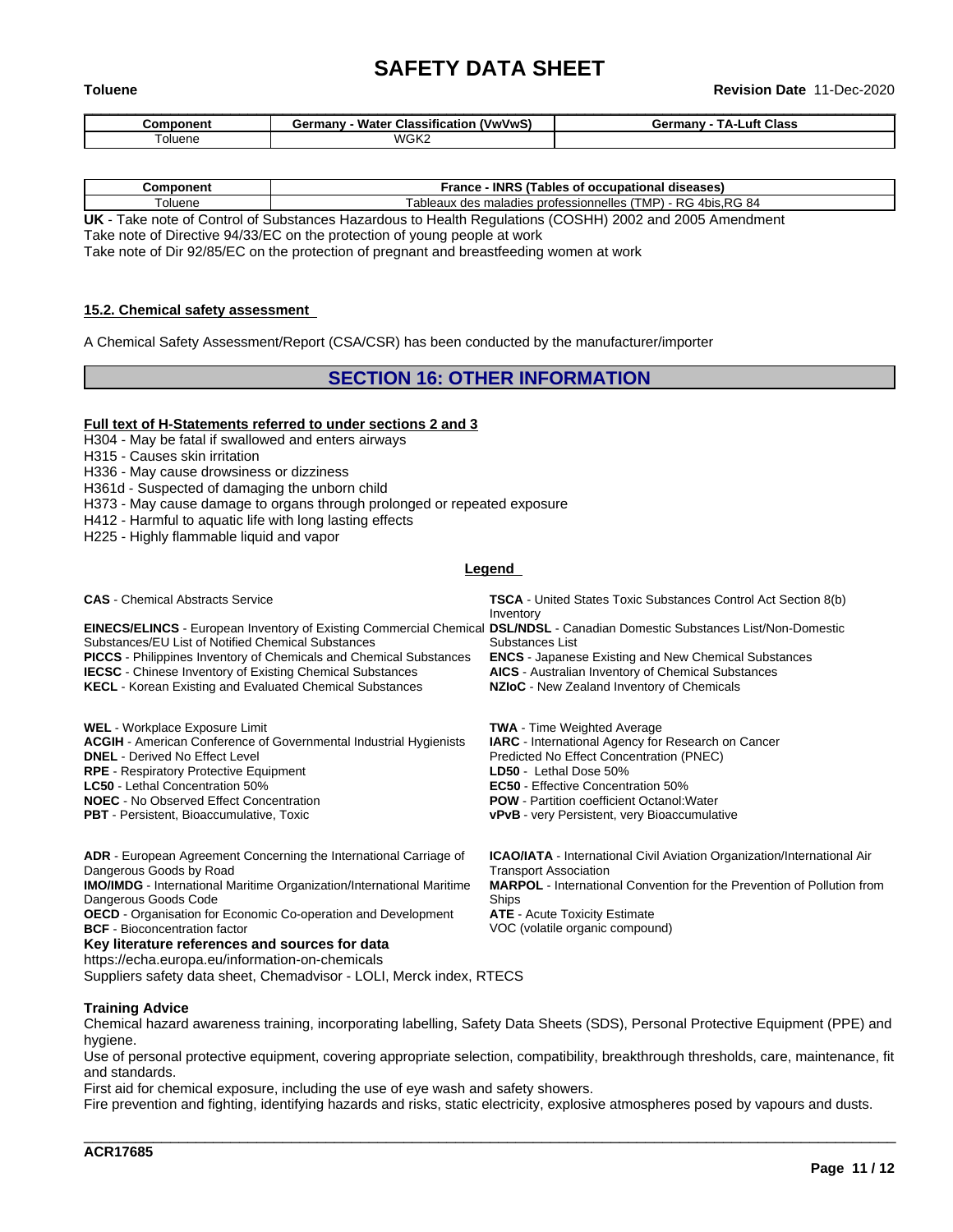| Component | Germany - Water Classification (VwVwS) | Germany - TA-Luft Class |
|---|---|---|
| Toluene | WGK2 | |

| Component | France - INRS (Tables of occupational diseases) |
|---|---|
| Toluene | Tableaux des maladies professionnelles (TMP) - RG 4bis,RG 84 |

**UK** - Take note of Control of Substances Hazardous to Health Regulations (COSHH) 2002 and 2005 Amendment

Take note of Directive 94/33/EC on the protection of young people at work

Take note of Dir 92/85/EC on the protection of pregnant and breastfeeding women at work

### 15.2. Chemical safety assessment

A Chemical Safety Assessment/Report (CSA/CSR) has been conducted by the manufacturer/importer

## SECTION 16: OTHER INFORMATION

### Full text of H-Statements referred to under sections 2 and 3

H304 - May be fatal if swallowed and enters airways
H315 - Causes skin irritation
H336 - May cause drowsiness or dizziness
H361d - Suspected of damaging the unborn child
H373 - May cause damage to organs through prolonged or repeated exposure
H412 - Harmful to aquatic life with long lasting effects
H225 - Highly flammable liquid and vapor

### Legend

**CAS** - Chemical Abstracts Service
**TSCA** - United States Toxic Substances Control Act Section 8(b) Inventory
**EINECS/ELINCS** - European Inventory of Existing Commercial Chemical Substances/EU List of Notified Chemical Substances
**DSL/NDSL** - Canadian Domestic Substances List/Non-Domestic Substances List
**PICCS** - Philippines Inventory of Chemicals and Chemical Substances
**ENCS** - Japanese Existing and New Chemical Substances
**IECSC** - Chinese Inventory of Existing Chemical Substances
**AICS** - Australian Inventory of Chemical Substances
**KECL** - Korean Existing and Evaluated Chemical Substances
**NZIoC** - New Zealand Inventory of Chemicals

**WEL** - Workplace Exposure Limit
**TWA** - Time Weighted Average
**ACGIH** - American Conference of Governmental Industrial Hygienists
**IARC** - International Agency for Research on Cancer
**DNEL** - Derived No Effect Level
Predicted No Effect Concentration (PNEC)
**RPE** - Respiratory Protective Equipment
**LD50** - Lethal Dose 50%
**LC50** - Lethal Concentration 50%
**EC50** - Effective Concentration 50%
**NOEC** - No Observed Effect Concentration
**POW** - Partition coefficient Octanol:Water
**PBT** - Persistent, Bioaccumulative, Toxic
**vPvB** - very Persistent, very Bioaccumulative

**ADR** - European Agreement Concerning the International Carriage of Dangerous Goods by Road
**ICAO/IATA** - International Civil Aviation Organization/International Air Transport Association
**IMO/IMDG** - International Maritime Organization/International Maritime Dangerous Goods Code
**MARPOL** - International Convention for the Prevention of Pollution from Ships
**OECD** - Organisation for Economic Co-operation and Development
**ATE** - Acute Toxicity Estimate
**BCF** - Bioconcentration factor
VOC (volatile organic compound)

**Key literature references and sources for data**

https://echa.europa.eu/information-on-chemicals

Suppliers safety data sheet, Chemadvisor - LOLI, Merck index, RTECS

**Training Advice**

Chemical hazard awareness training, incorporating labelling, Safety Data Sheets (SDS), Personal Protective Equipment (PPE) and hygiene.

Use of personal protective equipment, covering appropriate selection, compatibility, breakthrough thresholds, care, maintenance, fit and standards.

First aid for chemical exposure, including the use of eye wash and safety showers.

Fire prevention and fighting, identifying hazards and risks, static electricity, explosive atmospheres posed by vapours and dusts.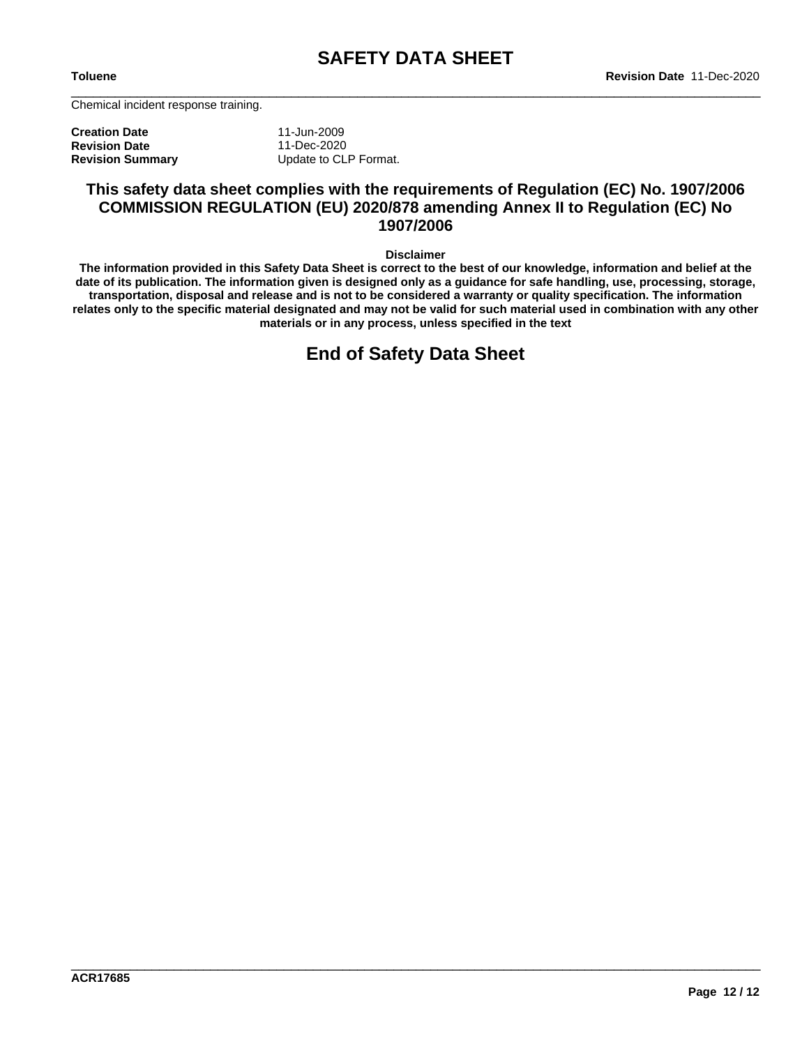Chemical incident response training.

| | |
|---|---|
| **Creation Date** | 11-Jun-2009 |
| **Revision Date** | 11-Dec-2020 |
| **Revision Summary** | Update to CLP Format. |

### This safety data sheet complies with the requirements of Regulation (EC) No. 1907/2006 COMMISSION REGULATION (EU) 2020/878 amending Annex II to Regulation (EC) No 1907/2006

**Disclaimer**

**The information provided in this Safety Data Sheet is correct to the best of our knowledge, information and belief at the date of its publication. The information given is designed only as a guidance for safe handling, use, processing, storage, transportation, disposal and release and is not to be considered a warranty or quality specification. The information relates only to the specific material designated and may not be valid for such material used in combination with any other materials or in any process, unless specified in the text**

## End of Safety Data Sheet